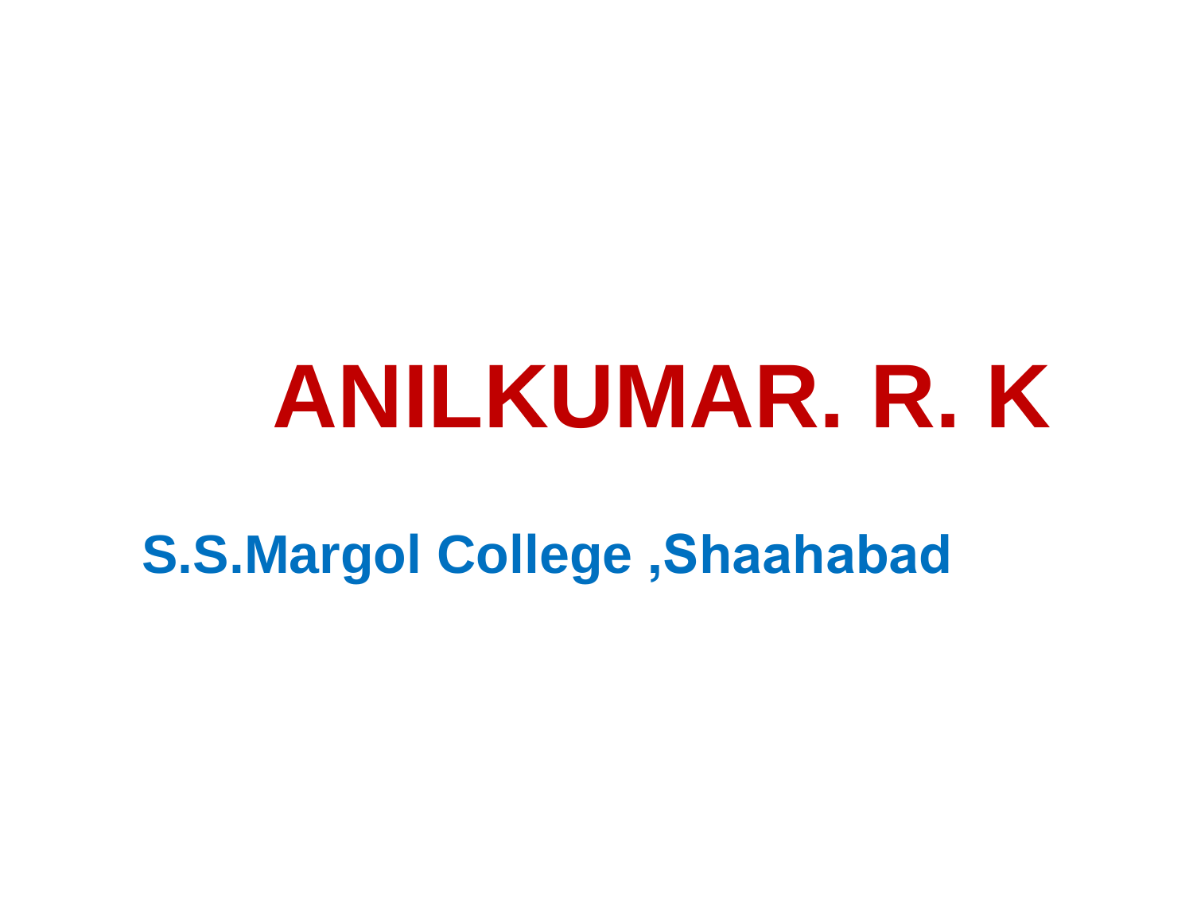# ANILKUMAR. R. K

**S.S.Margol College ,Shaahabad**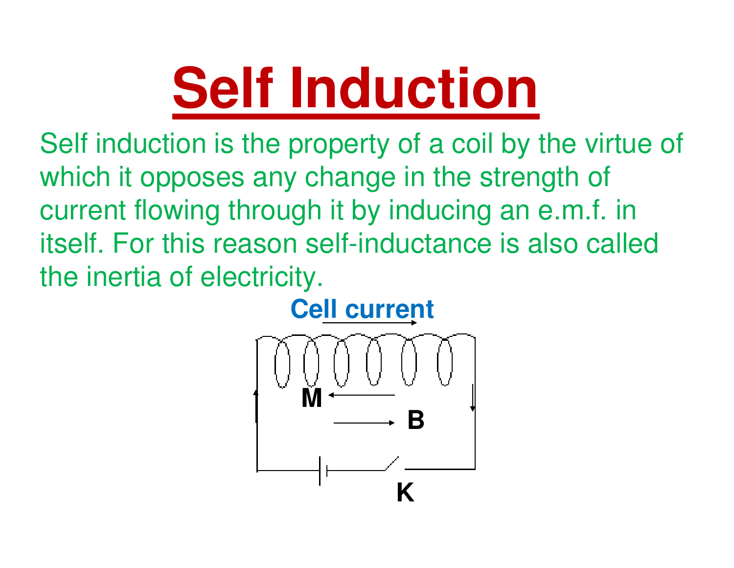# Self Induction

Self induction is the property of a coil by the virtue of which it opposes any change in the strength of current flowing through it by inducing an e.m.f. in itself. For this reason self-inductance is also called the inertia of electricity.

Cell current

M

B

K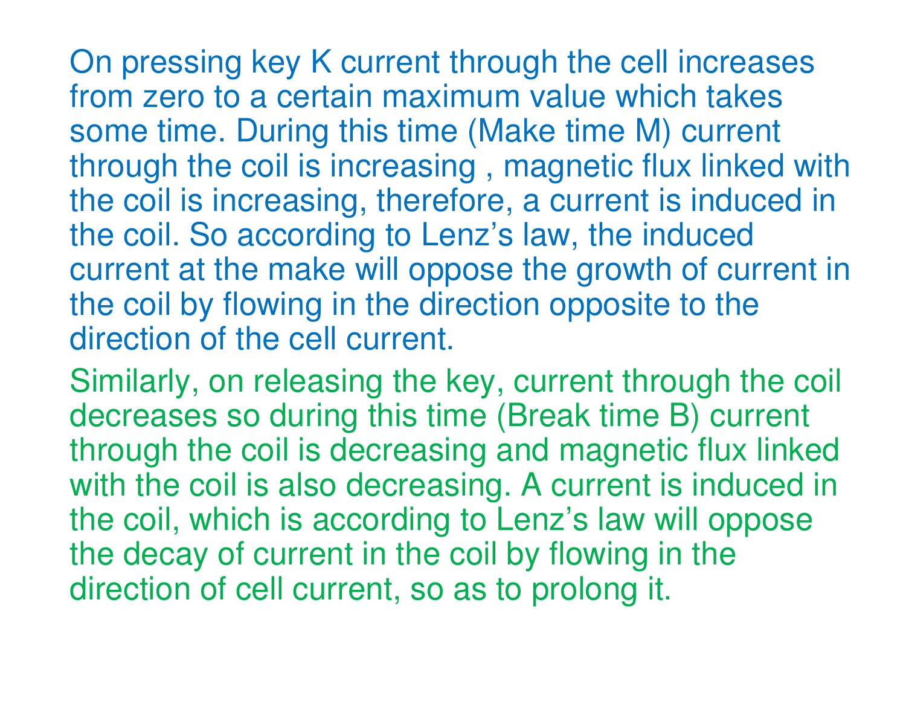On pressing key K current through the cell increases from zero to a certain maximum value which takes some time. During this time (Make time M) current through the coil is increasing , magnetic flux linked with the coil is increasing, therefore, a current is induced in the coil. So according to Lenz's law, the induced current at the make will oppose the growth of current in the coil by flowing in the direction opposite to the direction of the cell current.

Similarly, on releasing the key, current through the coil decreases so during this time (Break time B) current through the coil is decreasing and magnetic flux linked with the coil is also decreasing. A current is induced in the coil, which is according to Lenz's law will oppose the decay of current in the coil by flowing in the direction of cell current, so as to prolong it.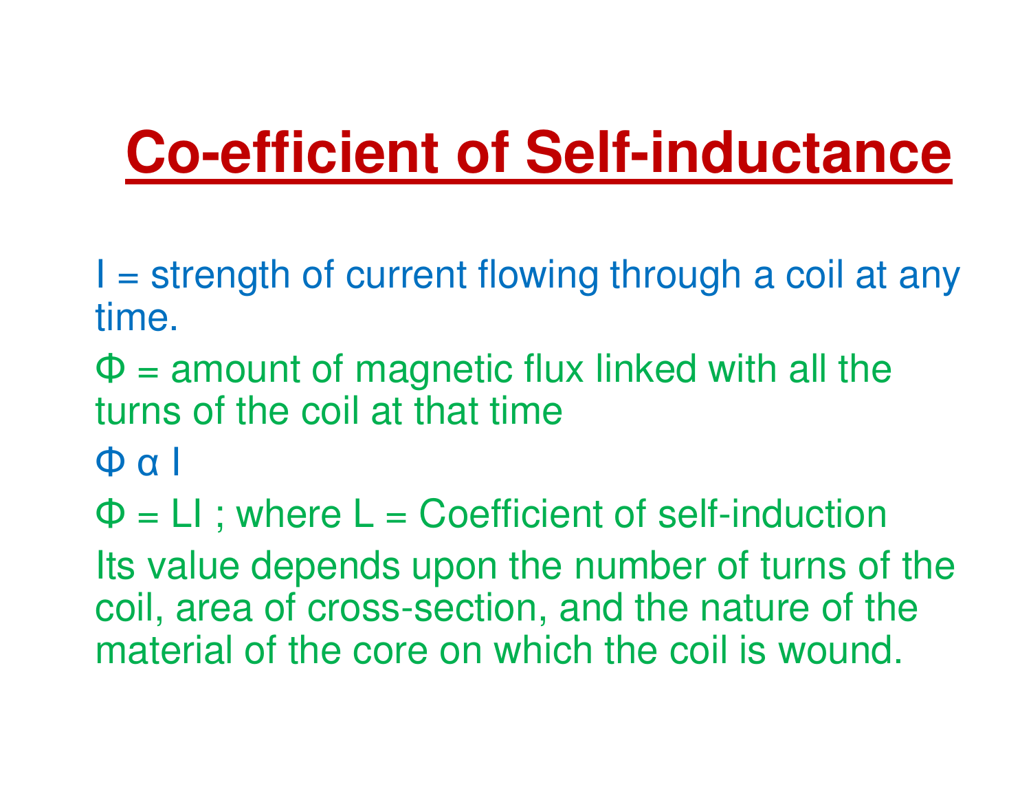# Co-efficient of Self-inductance

$I$ = strength of current flowing through a coil at any time.

$\Phi$ = amount of magnetic flux linked with all the turns of the coil at that time

$\Phi \propto I$

$\Phi = LI$ ; where $L$ = Coefficient of self-induction

Its value depends upon the number of turns of the coil, area of cross-section, and the nature of the material of the core on which the coil is wound.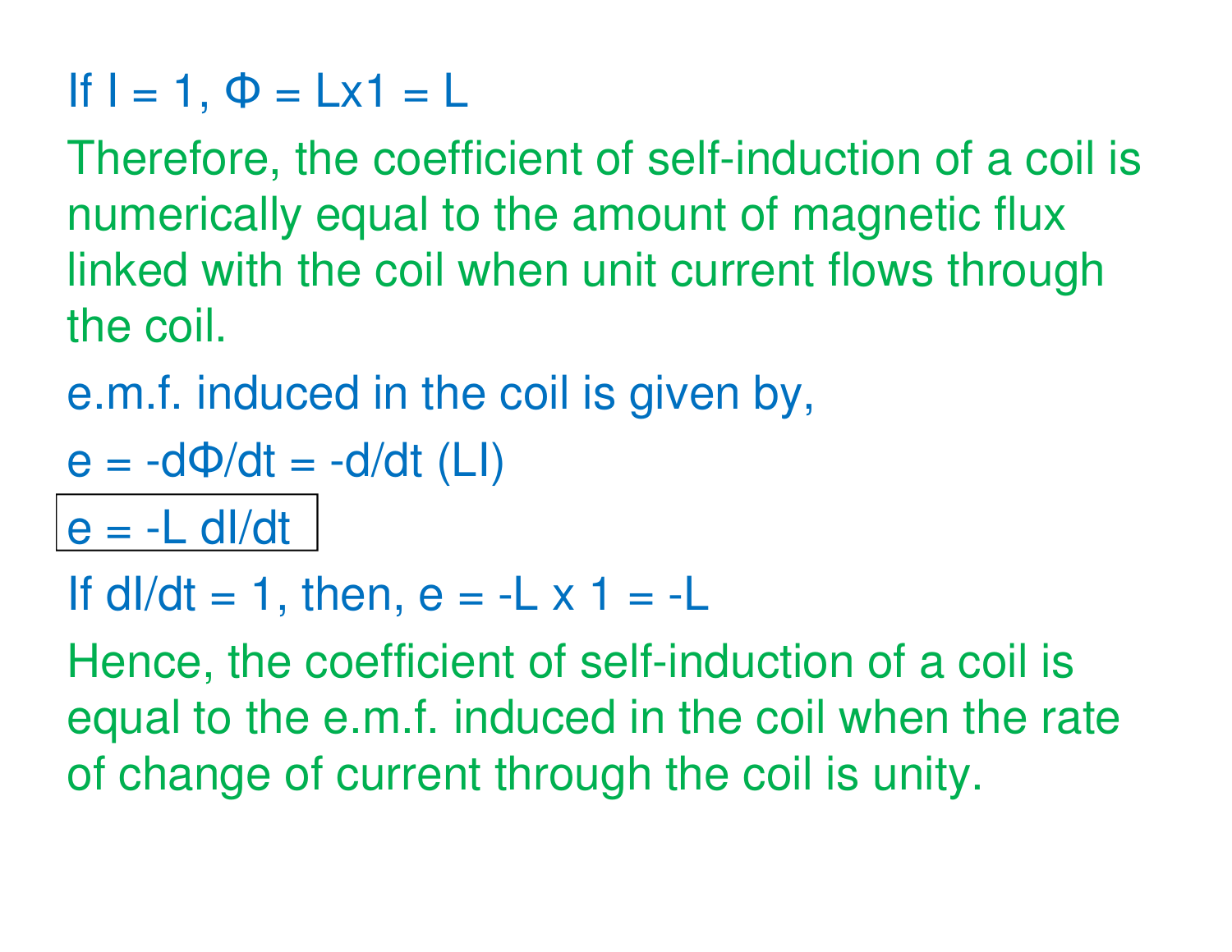If $I = 1$, $\Phi = L \times 1 = L$

Therefore, the coefficient of self-induction of a coil is numerically equal to the amount of magnetic flux linked with the coil when unit current flows through the coil.

e.m.f. induced in the coil is given by,

$$e = -d\Phi/dt = -\frac{d}{dt}(LI)$$

$$\boxed{e = -L\, dI/dt}$$

If $dI/dt = 1$, then, $e = -L \times 1 = -L$

Hence, the coefficient of self-induction of a coil is equal to the e.m.f. induced in the coil when the rate of change of current through the coil is unity.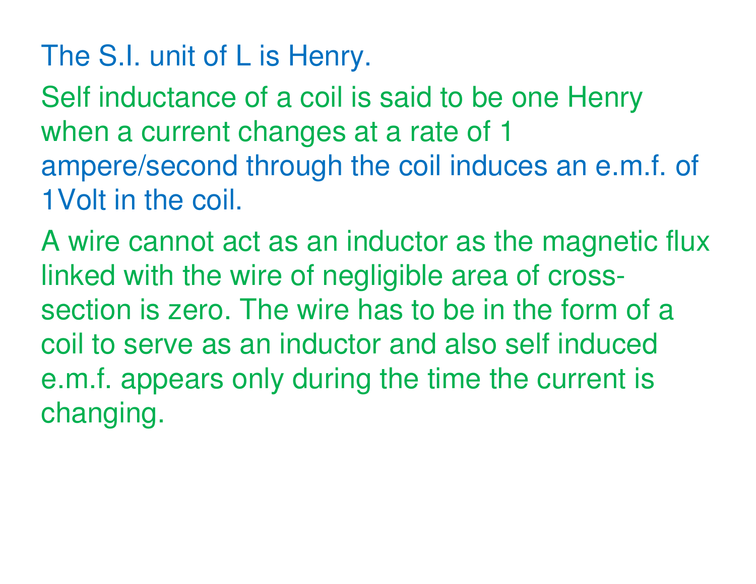The S.I. unit of L is Henry.

Self inductance of a coil is said to be one Henry when a current changes at a rate of 1 ampere/second through the coil induces an e.m.f. of 1Volt in the coil.

A wire cannot act as an inductor as the magnetic flux linked with the wire of negligible area of cross-section is zero. The wire has to be in the form of a coil to serve as an inductor and also self induced e.m.f. appears only during the time the current is changing.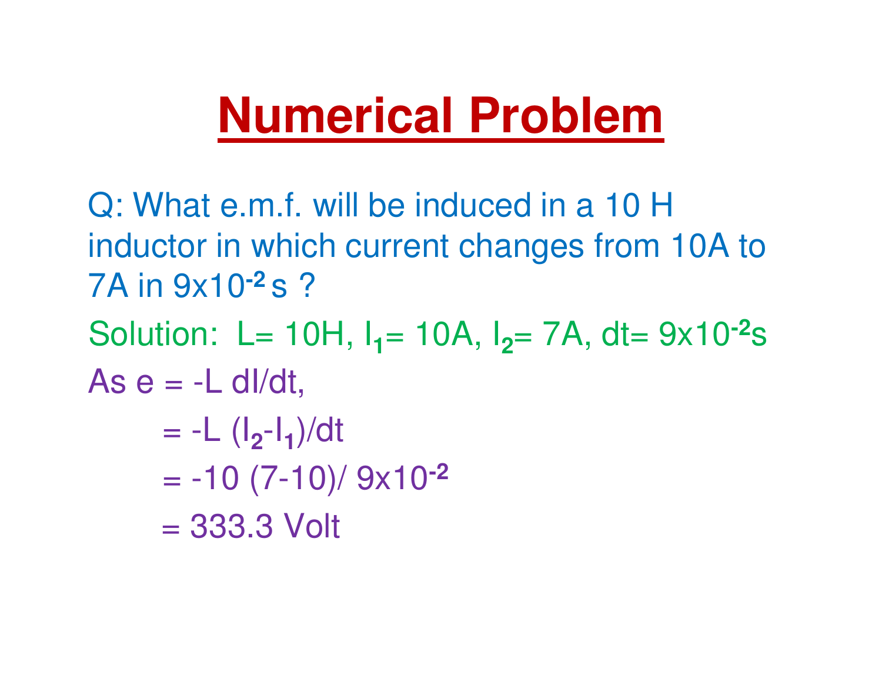# Numerical Problem

Q: What e.m.f. will be induced in a 10 H inductor in which current changes from 10A to 7A in $9 \times 10^{-2}$ s ?

Solution: $L = 10H$, $I_1 = 10A$, $I_2 = 7A$, $dt = 9 \times 10^{-2}s$

As $e = -L \, dI/dt$,

$= -L \, (I_2 - I_1)/dt$

$= -10 \, (7-10)/ \, 9 \times 10^{-2}$

$= 333.3$ Volt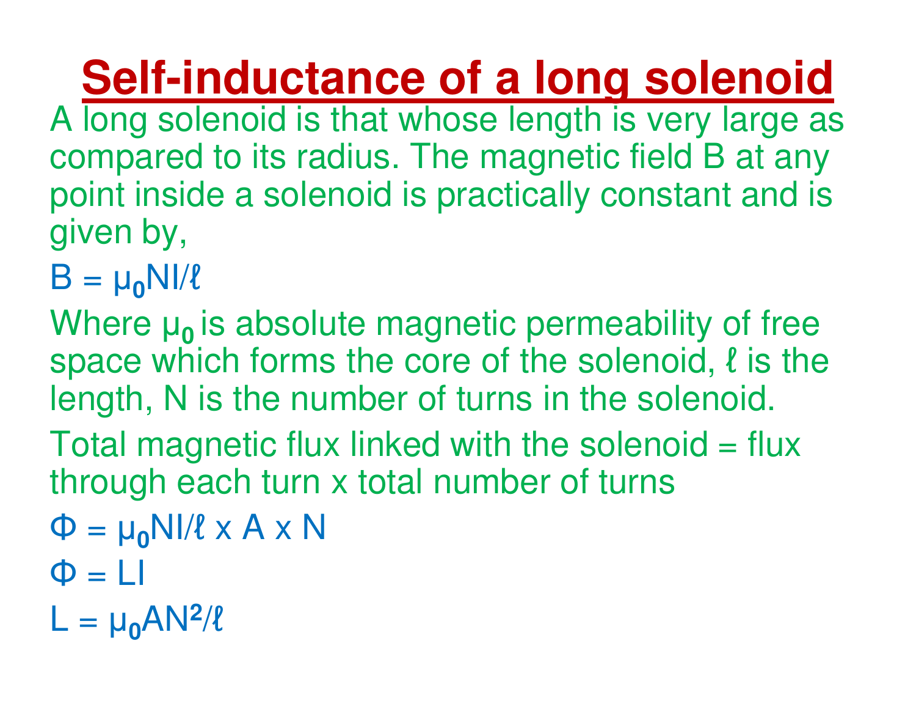# Self-inductance of a long solenoid

A long solenoid is that whose length is very large as compared to its radius. The magnetic field B at any point inside a solenoid is practically constant and is given by,

$$B = \mu_0 N I / \ell$$

Where $\mu_0$ is absolute magnetic permeability of free space which forms the core of the solenoid, $\ell$ is the length, N is the number of turns in the solenoid.

Total magnetic flux linked with the solenoid = flux through each turn x total number of turns

$$\Phi = \mu_0 N I / \ell \times A \times N$$

$$\Phi = LI$$

$$L = \mu_0 A N^2 / \ell$$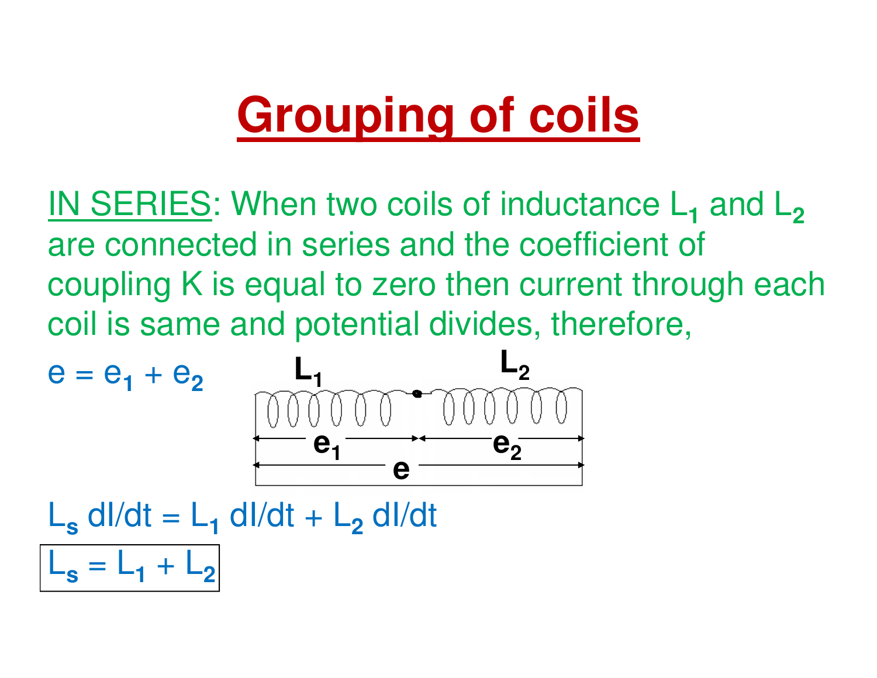# Grouping of coils

IN SERIES: When two coils of inductance $L_1$ and $L_2$ are connected in series and the coefficient of coupling K is equal to zero then current through each coil is same and potential divides, therefore,

$$e = e_1 + e_2$$

$$L_s \, dI/dt = L_1 \, dI/dt + L_2 \, dI/dt$$

$$\boxed{L_s = L_1 + L_2}$$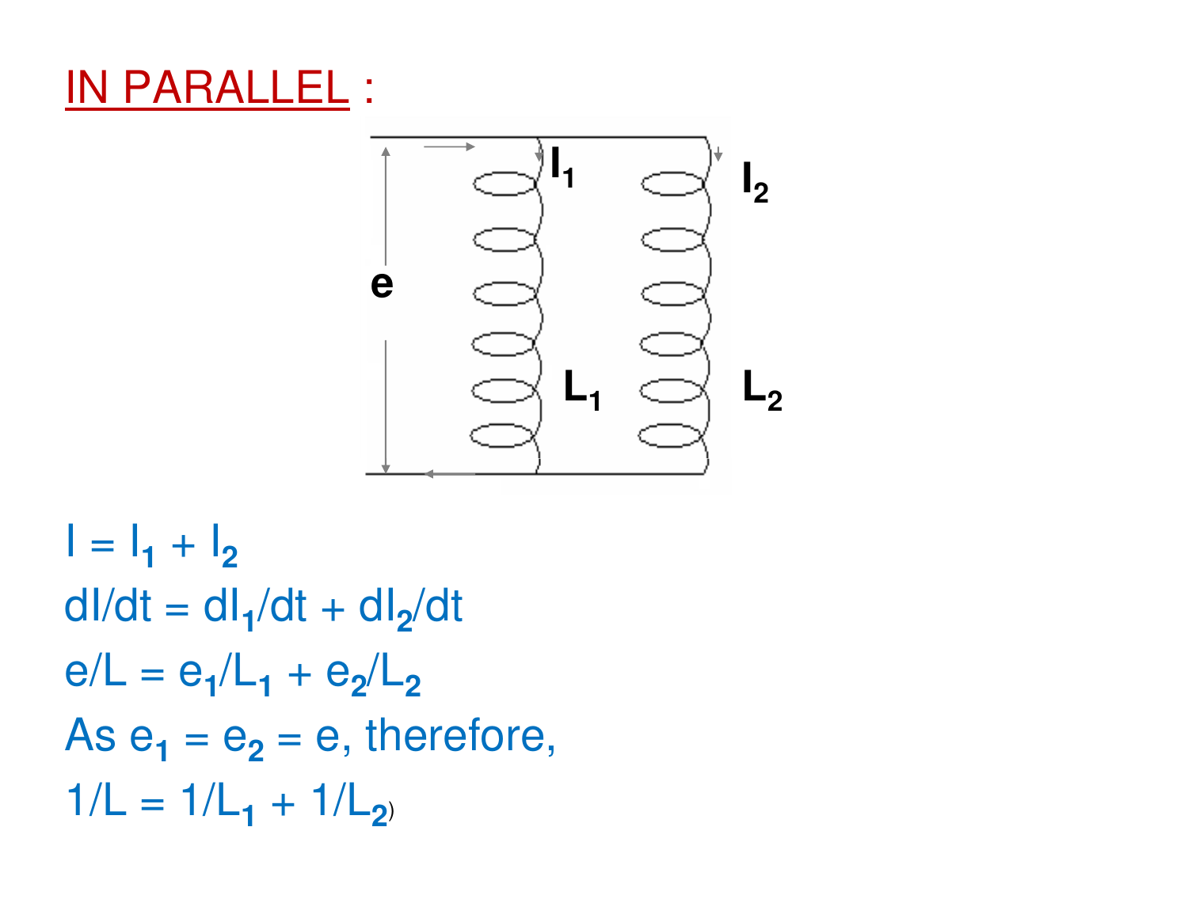## IN PARALLEL :

$I = I_1 + I_2$

$dI/dt = dI_1/dt + dI_2/dt$

$e/L = e_1/L_1 + e_2/L_2$

As $e_1 = e_2 = e$, therefore,

$1/L = 1/L_1 + 1/L_2$)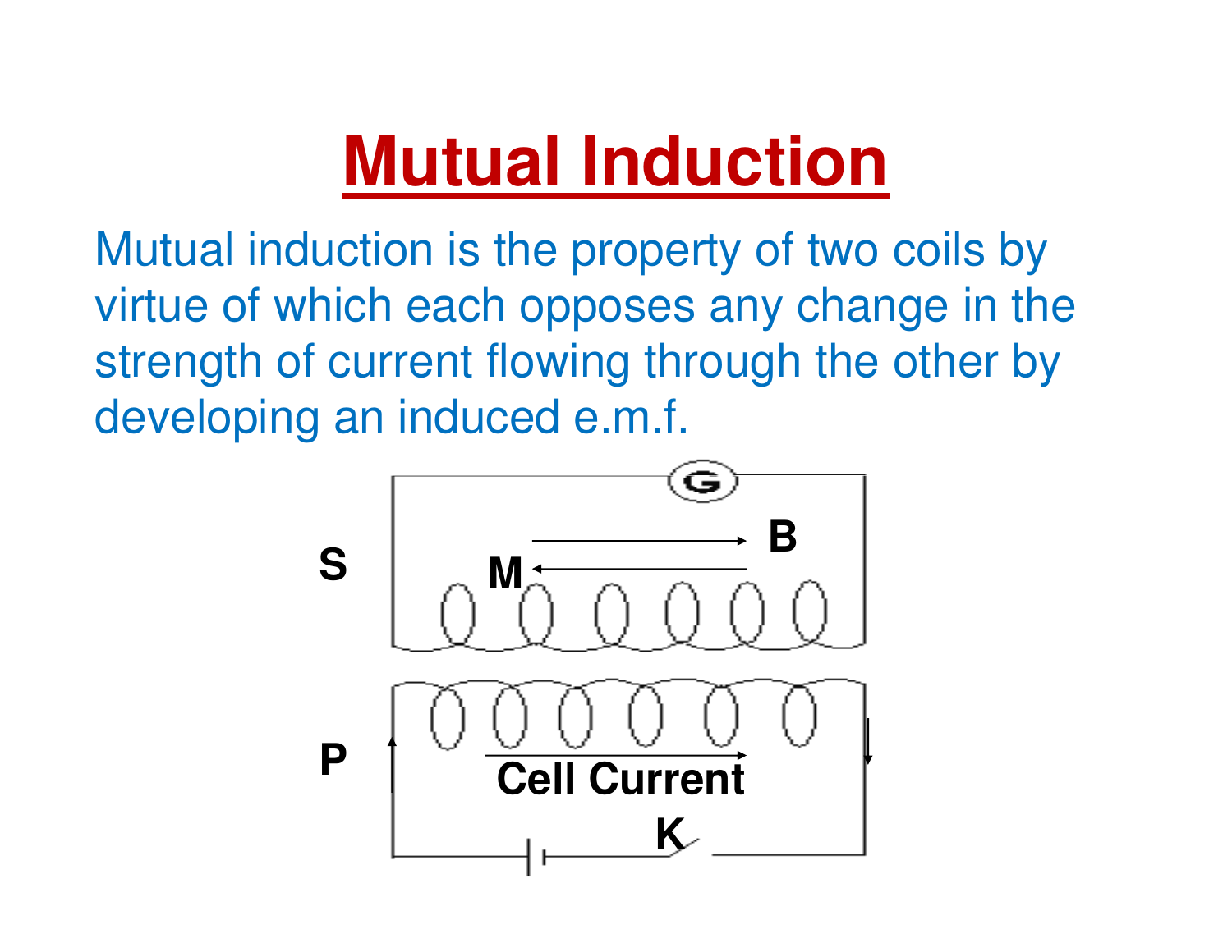# Mutual Induction

Mutual induction is the property of two coils by virtue of which each opposes any change in the strength of current flowing through the other by developing an induced e.m.f.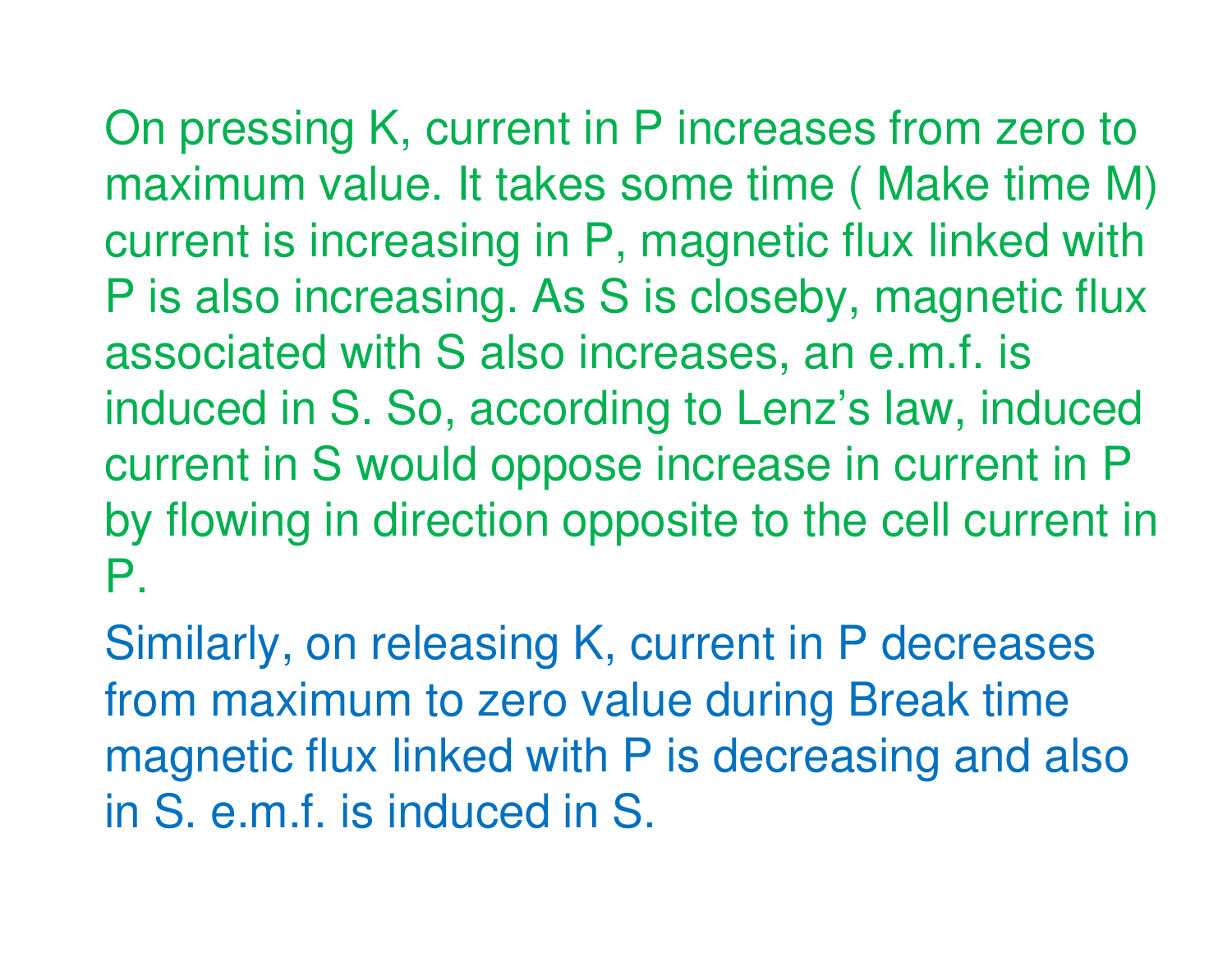On pressing K, current in P increases from zero to maximum value. It takes some time ( Make time M) current is increasing in P, magnetic flux linked with P is also increasing. As S is closeby, magnetic flux associated with S also increases, an e.m.f. is induced in S. So, according to Lenz's law, induced current in S would oppose increase in current in P by flowing in direction opposite to the cell current in P.

Similarly, on releasing K, current in P decreases from maximum to zero value during Break time magnetic flux linked with P is decreasing and also in S. e.m.f. is induced in S.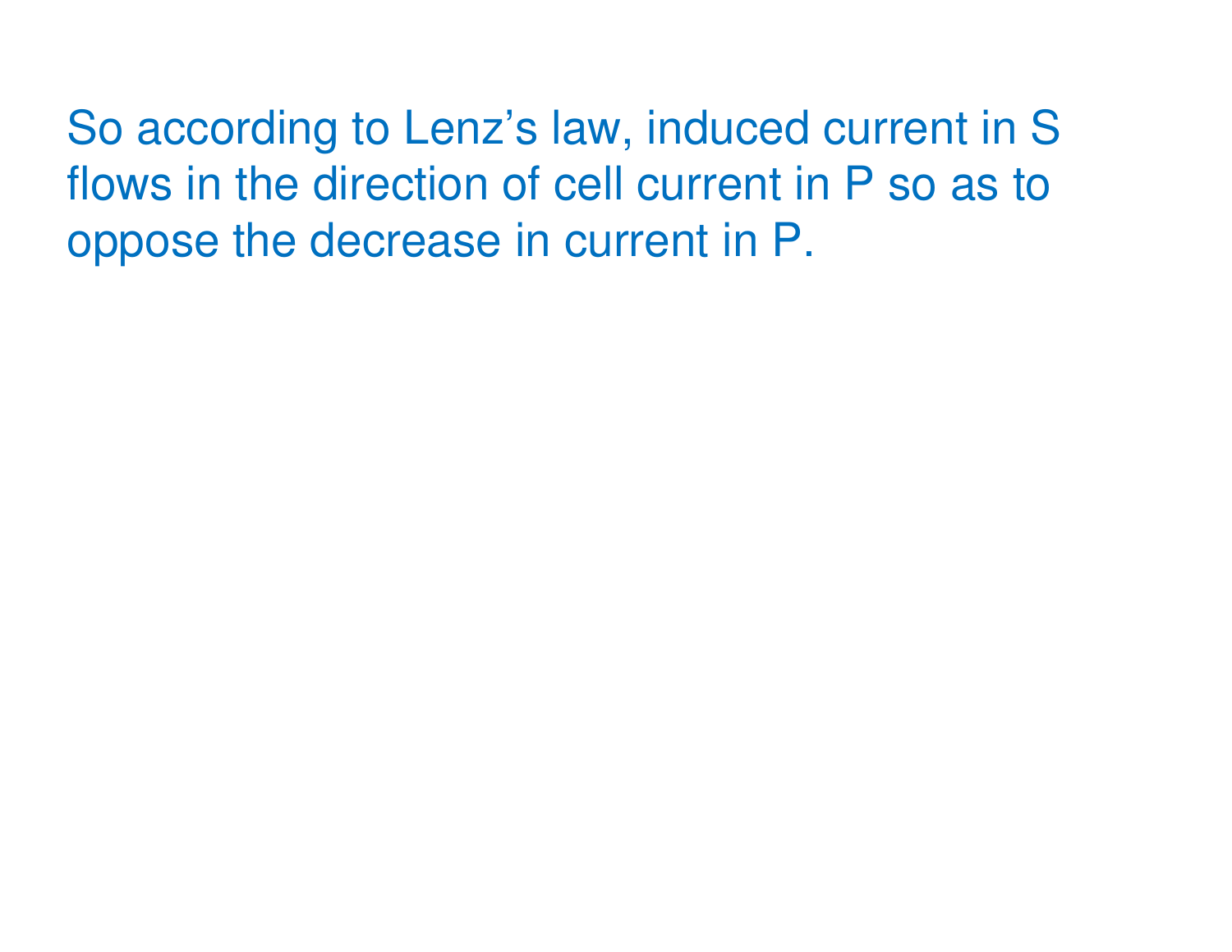So according to Lenz’s law, induced current in S flows in the direction of cell current in P so as to oppose the decrease in current in P.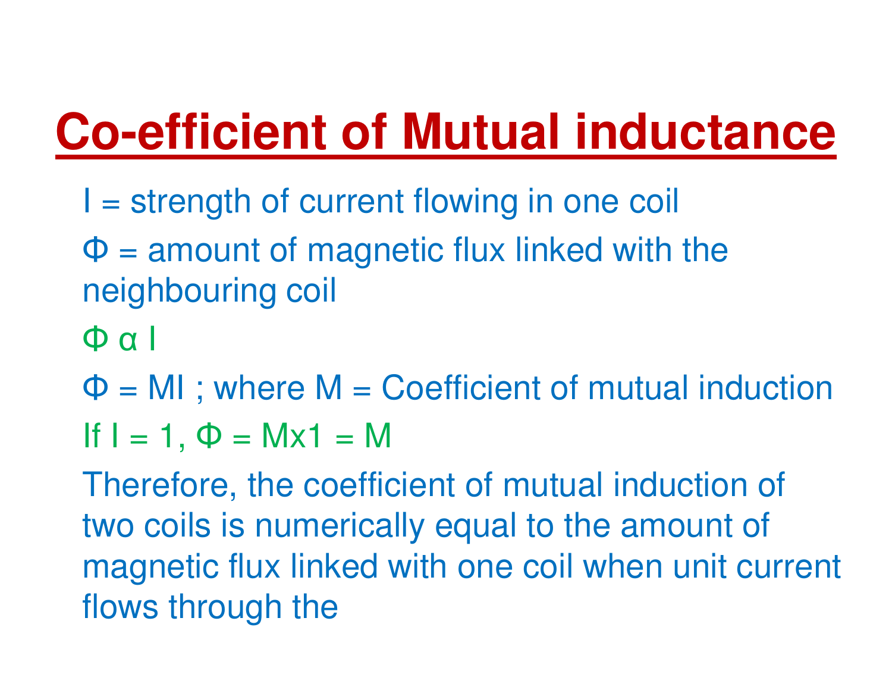# Co-efficient of Mutual inductance

$I$ = strength of current flowing in one coil

$\Phi$ = amount of magnetic flux linked with the neighbouring coil

$\Phi \propto I$

$\Phi = MI$ ; where $M$ = Coefficient of mutual induction

If $I = 1$, $\Phi = M \times 1 = M$

Therefore, the coefficient of mutual induction of two coils is numerically equal to the amount of magnetic flux linked with one coil when unit current flows through the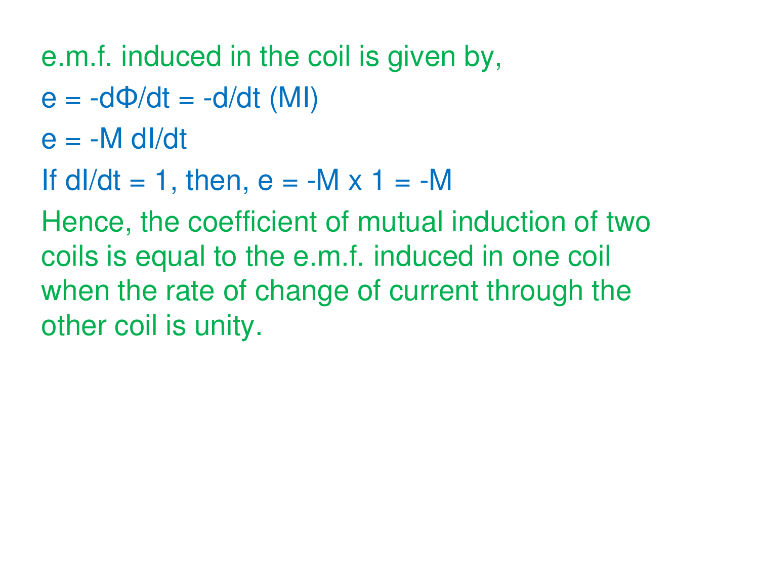e.m.f. induced in the coil is given by,

$e = -d\Phi/dt = -d/dt\ (MI)$

$e = -M\ dI/dt$

If $dI/dt = 1$, then, $e = -M \times 1 = -M$

Hence, the coefficient of mutual induction of two coils is equal to the e.m.f. induced in one coil when the rate of change of current through the other coil is unity.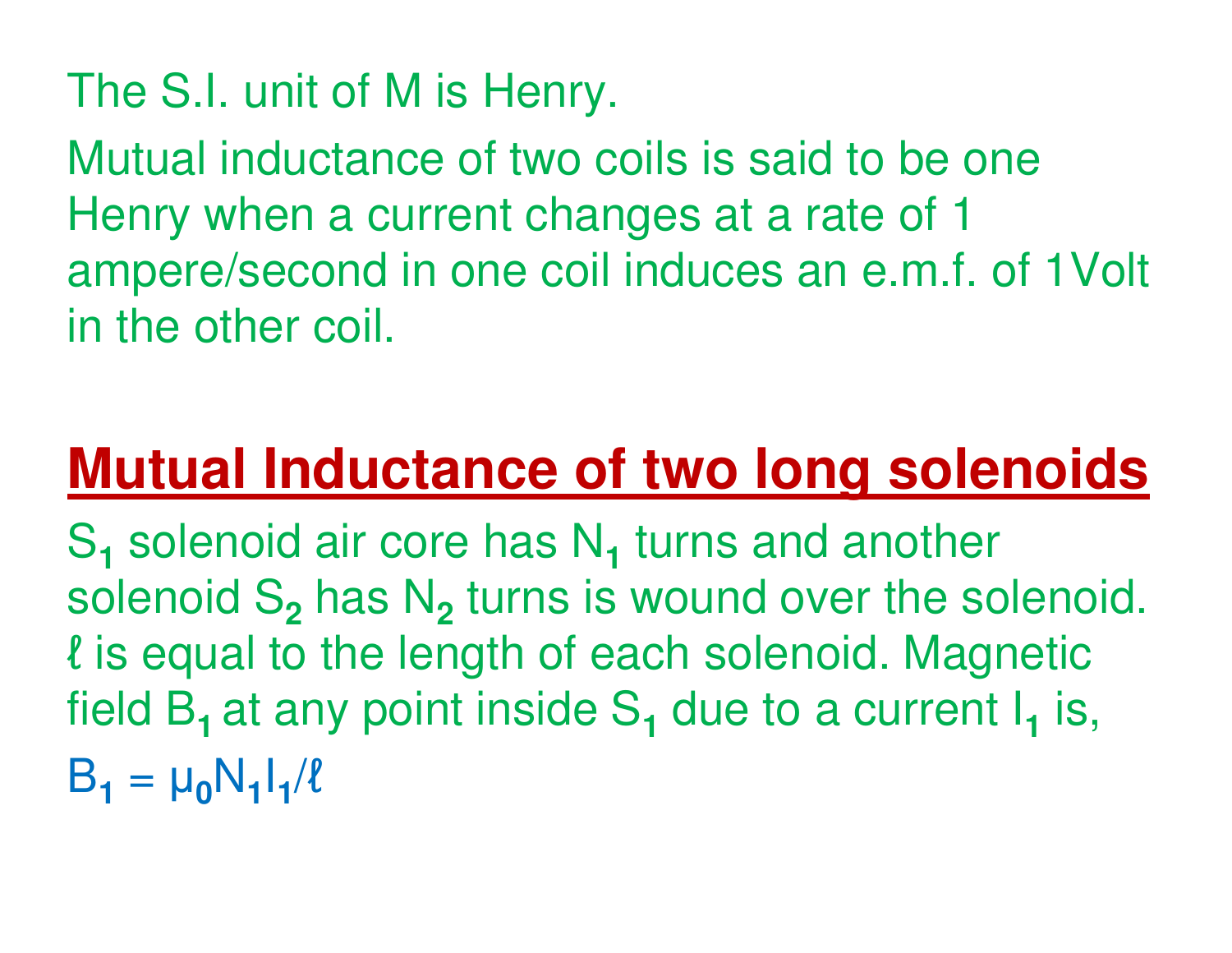The S.I. unit of M is Henry.

Mutual inductance of two coils is said to be one Henry when a current changes at a rate of 1 ampere/second in one coil induces an e.m.f. of 1Volt in the other coil.

## Mutual Inductance of two long solenoids

$S_1$ solenoid air core has $N_1$ turns and another solenoid $S_2$ has $N_2$ turns is wound over the solenoid. $\ell$ is equal to the length of each solenoid. Magnetic field $B_1$ at any point inside $S_1$ due to a current $I_1$ is,

$B_1 = \mu_0 N_1 I_1/\ell$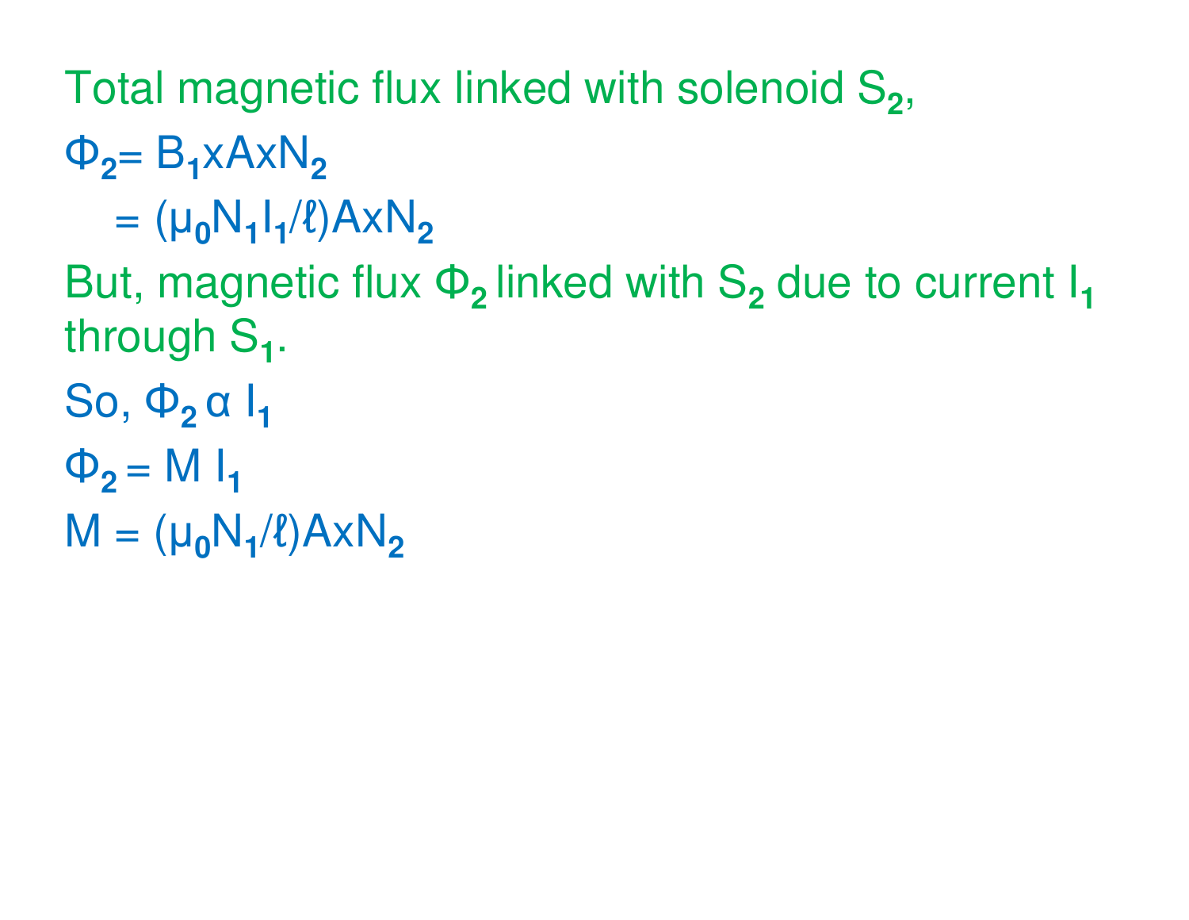Total magnetic flux linked with solenoid $S_2$,

$\Phi_2 = B_1 \times A \times N_2$

$= (\mu_0 N_1 I_1/\ell) A \times N_2$

But, magnetic flux $\Phi_2$ linked with $S_2$ due to current $I_1$ through $S_1$.

So, $\Phi_2 \propto I_1$

$\Phi_2 = M I_1$

$M = (\mu_0 N_1/\ell) A \times N_2$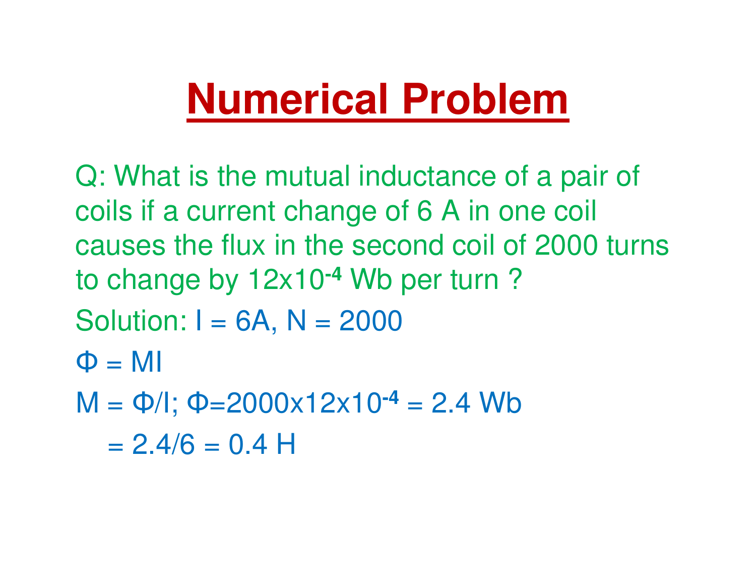# Numerical Problem

Q: What is the mutual inductance of a pair of coils if a current change of 6 A in one coil causes the flux in the second coil of 2000 turns to change by $12 \times 10^{-4}$ Wb per turn ?

Solution: $I = 6A$, $N = 2000$

$\Phi = MI$

$M = \Phi/I$; $\Phi = 2000 \times 12 \times 10^{-4} = 2.4$ Wb

$= 2.4/6 = 0.4$ H